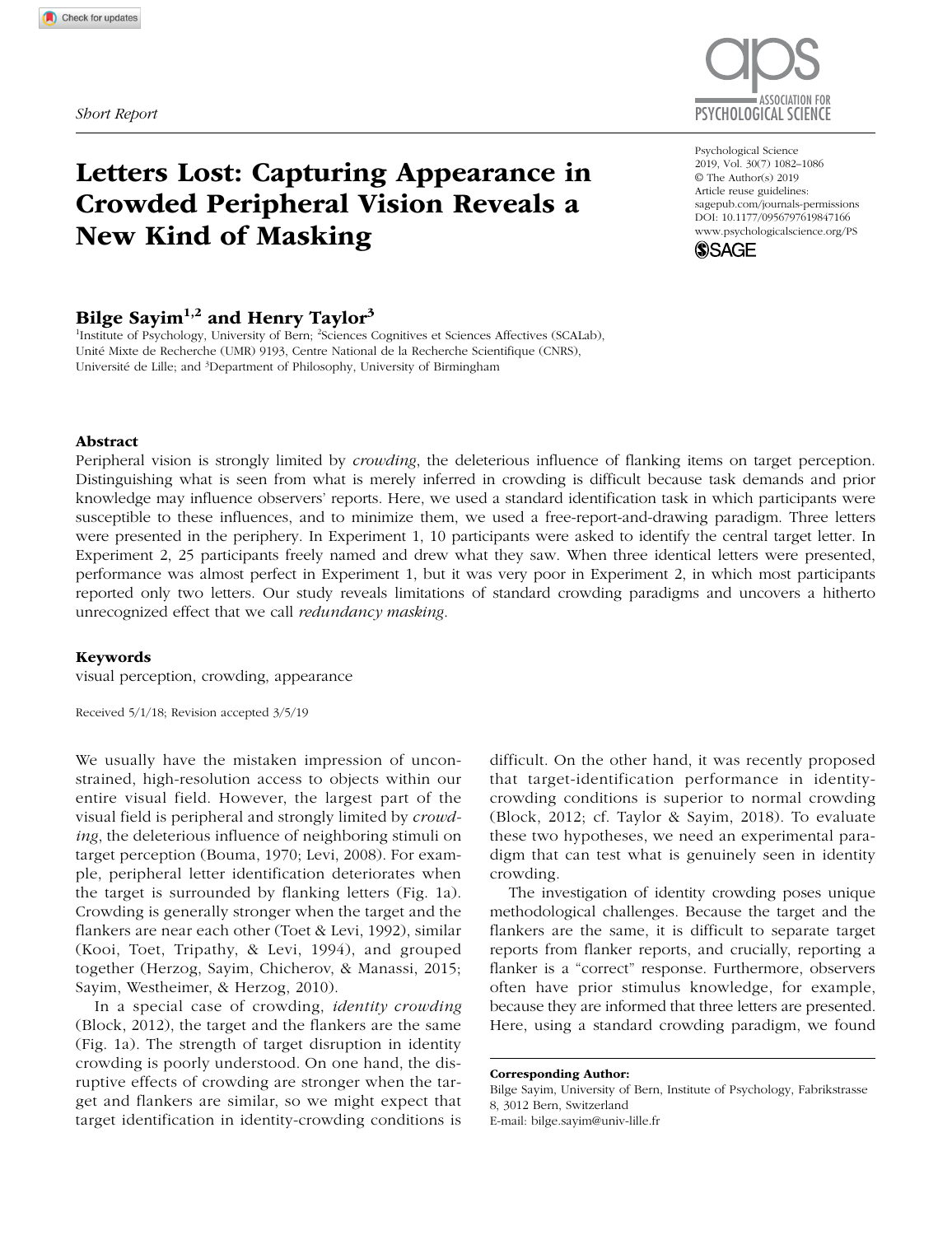*Short Report*

# Letters Lost: Capturing Appearance in Crowded Peripheral Vision Reveals a New Kind of Masking

Psychological Science
2019, Vol. 30(7) 1082–1086
© The Author(s) 2019
Article reuse guidelines: sagepub.com/journals-permissions
DOI: 10.1177/0956797619847166
www.psychologicalscience.org/PS

**Bilge Sayim[1,2] and Henry Taylor[3]**

[1]Institute of Psychology, University of Bern; [2]Sciences Cognitives et Sciences Affectives (SCALab), Unité Mixte de Recherche (UMR) 9193, Centre National de la Recherche Scientifique (CNRS), Université de Lille; and [3]Department of Philosophy, University of Birmingham

## Abstract

Peripheral vision is strongly limited by *crowding*, the deleterious influence of flanking items on target perception. Distinguishing what is seen from what is merely inferred in crowding is difficult because task demands and prior knowledge may influence observers' reports. Here, we used a standard identification task in which participants were susceptible to these influences, and to minimize them, we used a free-report-and-drawing paradigm. Three letters were presented in the periphery. In Experiment 1, 10 participants were asked to identify the central target letter. In Experiment 2, 25 participants freely named and drew what they saw. When three identical letters were presented, performance was almost perfect in Experiment 1, but it was very poor in Experiment 2, in which most participants reported only two letters. Our study reveals limitations of standard crowding paradigms and uncovers a hitherto unrecognized effect that we call *redundancy masking*.

### Keywords

visual perception, crowding, appearance

Received 5/1/18; Revision accepted 3/5/19

We usually have the mistaken impression of unconstrained, high-resolution access to objects within our entire visual field. However, the largest part of the visual field is peripheral and strongly limited by *crowding*, the deleterious influence of neighboring stimuli on target perception (Bouma, 1970; Levi, 2008). For example, peripheral letter identification deteriorates when the target is surrounded by flanking letters (Fig. 1a). Crowding is generally stronger when the target and the flankers are near each other (Toet & Levi, 1992), similar (Kooi, Toet, Tripathy, & Levi, 1994), and grouped together (Herzog, Sayim, Chicherov, & Manassi, 2015; Sayim, Westheimer, & Herzog, 2010).

In a special case of crowding, *identity crowding* (Block, 2012), the target and the flankers are the same (Fig. 1a). The strength of target disruption in identity crowding is poorly understood. On one hand, the disruptive effects of crowding are stronger when the target and flankers are similar, so we might expect that target identification in identity-crowding conditions is difficult. On the other hand, it was recently proposed that target-identification performance in identity-crowding conditions is superior to normal crowding (Block, 2012; cf. Taylor & Sayim, 2018). To evaluate these two hypotheses, we need an experimental paradigm that can test what is genuinely seen in identity crowding.

The investigation of identity crowding poses unique methodological challenges. Because the target and the flankers are the same, it is difficult to separate target reports from flanker reports, and crucially, reporting a flanker is a "correct" response. Furthermore, observers often have prior stimulus knowledge, for example, because they are informed that three letters are presented. Here, using a standard crowding paradigm, we found

**Corresponding Author:**
Bilge Sayim, University of Bern, Institute of Psychology, Fabrikstrasse 8, 3012 Bern, Switzerland
E-mail: bilge.sayim@univ-lille.fr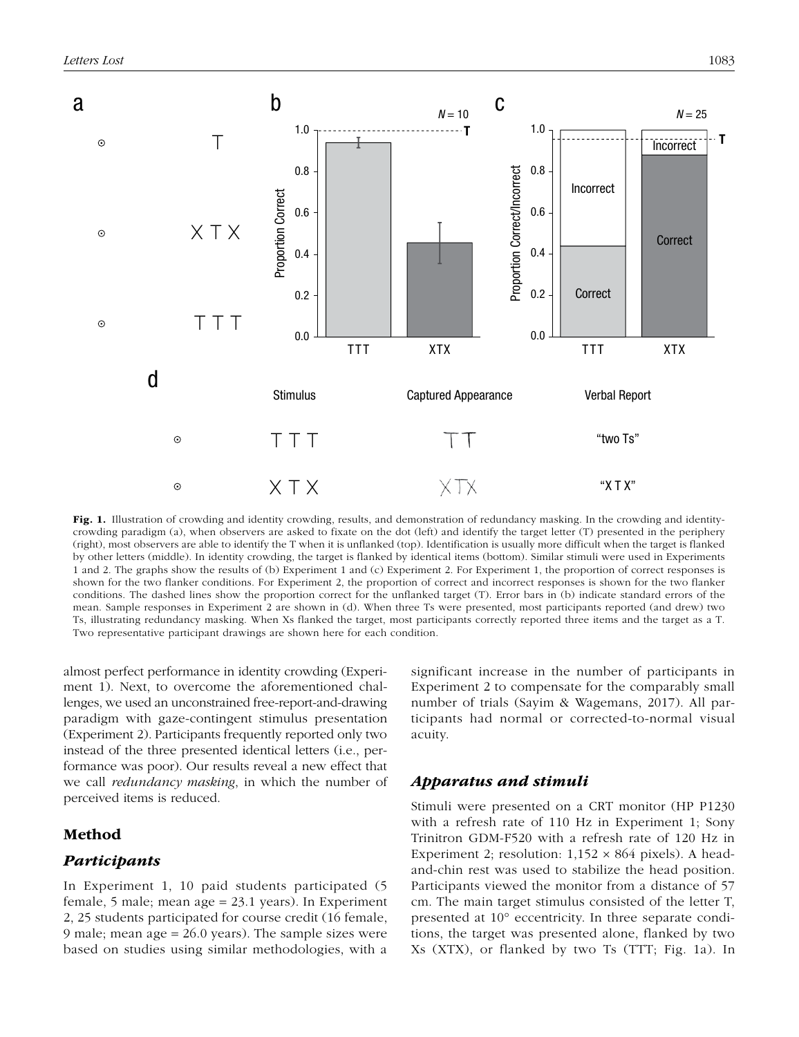**Fig. 1.** Illustration of crowding and identity crowding, results, and demonstration of redundancy masking. In the crowding and identity-crowding paradigm (a), when observers are asked to fixate on the dot (left) and identify the target letter (T) presented in the periphery (right), most observers are able to identify the T when it is unflanked (top). Identification is usually more difficult when the target is flanked by other letters (middle). In identity crowding, the target is flanked by identical items (bottom). Similar stimuli were used in Experiments 1 and 2. The graphs show the results of (b) Experiment 1 and (c) Experiment 2. For Experiment 1, the proportion of correct responses is shown for the two flanker conditions. For Experiment 2, the proportion of correct and incorrect responses is shown for the two flanker conditions. The dashed lines show the proportion correct for the unflanked target (T). Error bars in (b) indicate standard errors of the mean. Sample responses in Experiment 2 are shown in (d). When three Ts were presented, most participants reported (and drew) two Ts, illustrating redundancy masking. When Xs flanked the target, most participants correctly reported three items and the target as a T. Two representative participant drawings are shown here for each condition.

almost perfect performance in identity crowding (Experiment 1). Next, to overcome the aforementioned challenges, we used an unconstrained free-report-and-drawing paradigm with gaze-contingent stimulus presentation (Experiment 2). Participants frequently reported only two instead of the three presented identical letters (i.e., performance was poor). Our results reveal a new effect that we call *redundancy masking*, in which the number of perceived items is reduced.

## Method

### *Participants*

In Experiment 1, 10 paid students participated (5 female, 5 male; mean age = 23.1 years). In Experiment 2, 25 students participated for course credit (16 female, 9 male; mean age = 26.0 years). The sample sizes were based on studies using similar methodologies, with a significant increase in the number of participants in Experiment 2 to compensate for the comparably small number of trials (Sayim & Wagemans, 2017). All participants had normal or corrected-to-normal visual acuity.

### *Apparatus and stimuli*

Stimuli were presented on a CRT monitor (HP P1230 with a refresh rate of 110 Hz in Experiment 1; Sony Trinitron GDM-F520 with a refresh rate of 120 Hz in Experiment 2; resolution: 1,152 × 864 pixels). A head-and-chin rest was used to stabilize the head position. Participants viewed the monitor from a distance of 57 cm. The main target stimulus consisted of the letter T, presented at 10° eccentricity. In three separate conditions, the target was presented alone, flanked by two Xs (XTX), or flanked by two Ts (TTT; Fig. 1a). In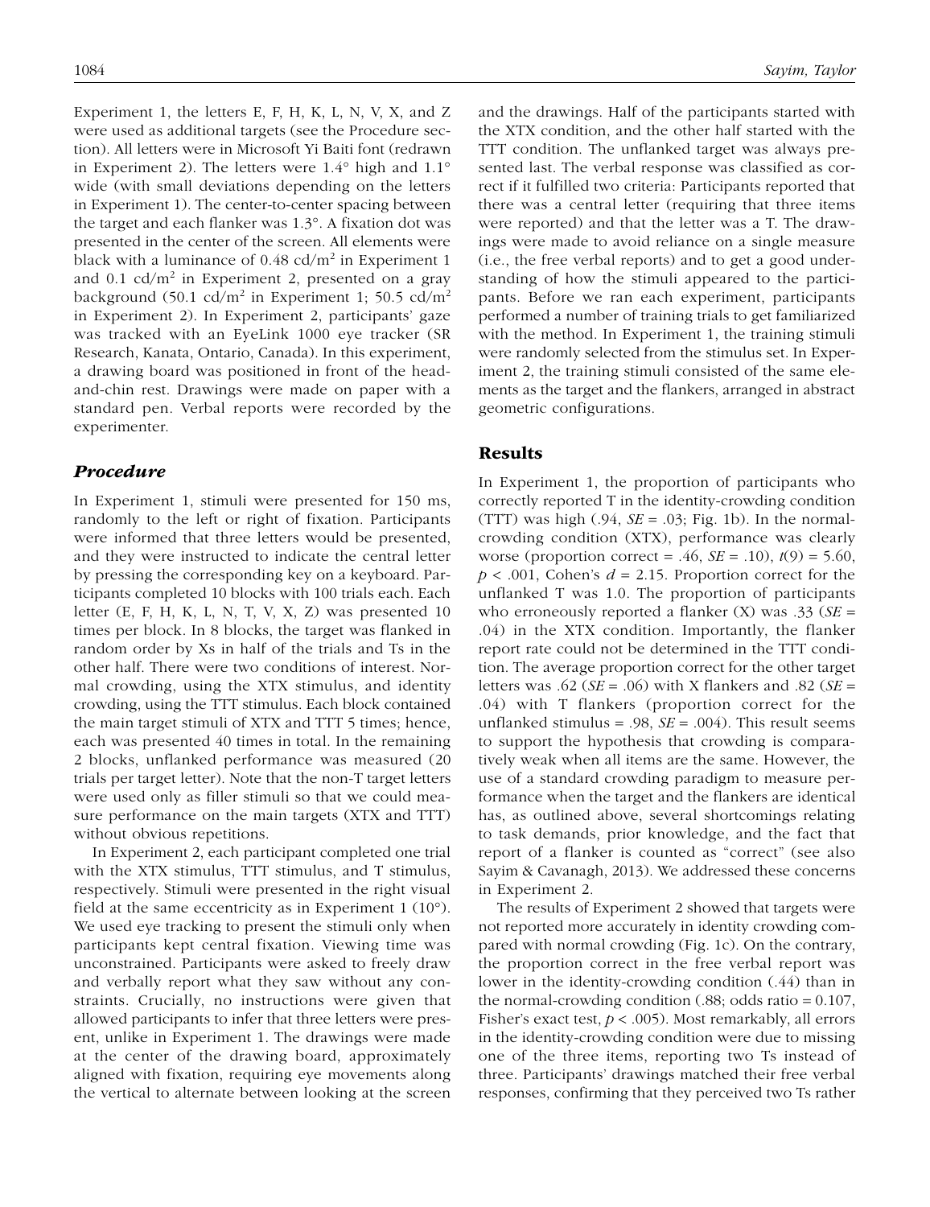Experiment 1, the letters E, F, H, K, L, N, V, X, and Z were used as additional targets (see the Procedure section). All letters were in Microsoft Yi Baiti font (redrawn in Experiment 2). The letters were 1.4° high and 1.1° wide (with small deviations depending on the letters in Experiment 1). The center-to-center spacing between the target and each flanker was 1.3°. A fixation dot was presented in the center of the screen. All elements were black with a luminance of 0.48 cd/m$^2$ in Experiment 1 and 0.1 cd/m$^2$ in Experiment 2, presented on a gray background (50.1 cd/m$^2$ in Experiment 1; 50.5 cd/m$^2$ in Experiment 2). In Experiment 2, participants' gaze was tracked with an EyeLink 1000 eye tracker (SR Research, Kanata, Ontario, Canada). In this experiment, a drawing board was positioned in front of the head-and-chin rest. Drawings were made on paper with a standard pen. Verbal reports were recorded by the experimenter.

### *Procedure*

In Experiment 1, stimuli were presented for 150 ms, randomly to the left or right of fixation. Participants were informed that three letters would be presented, and they were instructed to indicate the central letter by pressing the corresponding key on a keyboard. Participants completed 10 blocks with 100 trials each. Each letter (E, F, H, K, L, N, T, V, X, Z) was presented 10 times per block. In 8 blocks, the target was flanked in random order by Xs in half of the trials and Ts in the other half. There were two conditions of interest. Normal crowding, using the XTX stimulus, and identity crowding, using the TTT stimulus. Each block contained the main target stimuli of XTX and TTT 5 times; hence, each was presented 40 times in total. In the remaining 2 blocks, unflanked performance was measured (20 trials per target letter). Note that the non-T target letters were used only as filler stimuli so that we could measure performance on the main targets (XTX and TTT) without obvious repetitions.

In Experiment 2, each participant completed one trial with the XTX stimulus, TTT stimulus, and T stimulus, respectively. Stimuli were presented in the right visual field at the same eccentricity as in Experiment 1 (10°). We used eye tracking to present the stimuli only when participants kept central fixation. Viewing time was unconstrained. Participants were asked to freely draw and verbally report what they saw without any constraints. Crucially, no instructions were given that allowed participants to infer that three letters were present, unlike in Experiment 1. The drawings were made at the center of the drawing board, approximately aligned with fixation, requiring eye movements along the vertical to alternate between looking at the screen and the drawings. Half of the participants started with the XTX condition, and the other half started with the TTT condition. The unflanked target was always presented last. The verbal response was classified as correct if it fulfilled two criteria: Participants reported that there was a central letter (requiring that three items were reported) and that the letter was a T. The drawings were made to avoid reliance on a single measure (i.e., the free verbal reports) and to get a good understanding of how the stimuli appeared to the participants. Before we ran each experiment, participants performed a number of training trials to get familiarized with the method. In Experiment 1, the training stimuli were randomly selected from the stimulus set. In Experiment 2, the training stimuli consisted of the same elements as the target and the flankers, arranged in abstract geometric configurations.

## Results

In Experiment 1, the proportion of participants who correctly reported T in the identity-crowding condition (TTT) was high (.94, *SE* = .03; Fig. 1b). In the normal-crowding condition (XTX), performance was clearly worse (proportion correct = .46, *SE* = .10), $t(9) = 5.60$, $p < .001$, Cohen's $d = 2.15$. Proportion correct for the unflanked T was 1.0. The proportion of participants who erroneously reported a flanker (X) was .33 (*SE* = .04) in the XTX condition. Importantly, the flanker report rate could not be determined in the TTT condition. The average proportion correct for the other target letters was .62 (*SE* = .06) with X flankers and .82 (*SE* = .04) with T flankers (proportion correct for the unflanked stimulus = .98, *SE* = .004). This result seems to support the hypothesis that crowding is comparatively weak when all items are the same. However, the use of a standard crowding paradigm to measure performance when the target and the flankers are identical has, as outlined above, several shortcomings relating to task demands, prior knowledge, and the fact that report of a flanker is counted as "correct" (see also Sayim & Cavanagh, 2013). We addressed these concerns in Experiment 2.

The results of Experiment 2 showed that targets were not reported more accurately in identity crowding compared with normal crowding (Fig. 1c). On the contrary, the proportion correct in the free verbal report was lower in the identity-crowding condition (.44) than in the normal-crowding condition (.88; odds ratio = 0.107, Fisher's exact test, $p < .005$). Most remarkably, all errors in the identity-crowding condition were due to missing one of the three items, reporting two Ts instead of three. Participants' drawings matched their free verbal responses, confirming that they perceived two Ts rather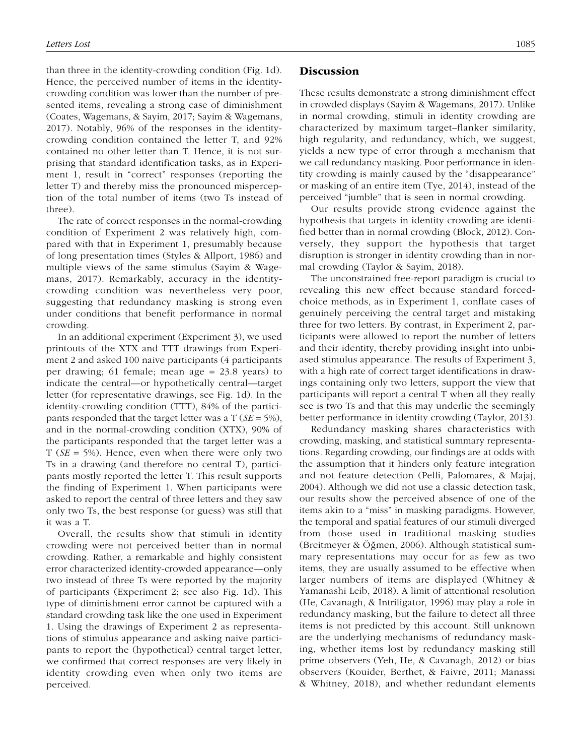than three in the identity-crowding condition (Fig. 1d). Hence, the perceived number of items in the identity-crowding condition was lower than the number of presented items, revealing a strong case of diminishment (Coates, Wagemans, & Sayim, 2017; Sayim & Wagemans, 2017). Notably, 96% of the responses in the identity-crowding condition contained the letter T, and 92% contained no other letter than T. Hence, it is not surprising that standard identification tasks, as in Experiment 1, result in "correct" responses (reporting the letter T) and thereby miss the pronounced misperception of the total number of items (two Ts instead of three).

The rate of correct responses in the normal-crowding condition of Experiment 2 was relatively high, compared with that in Experiment 1, presumably because of long presentation times (Styles & Allport, 1986) and multiple views of the same stimulus (Sayim & Wagemans, 2017). Remarkably, accuracy in the identity-crowding condition was nevertheless very poor, suggesting that redundancy masking is strong even under conditions that benefit performance in normal crowding.

In an additional experiment (Experiment 3), we used printouts of the XTX and TTT drawings from Experiment 2 and asked 100 naive participants (4 participants per drawing; 61 female; mean age = 23.8 years) to indicate the central—or hypothetically central—target letter (for representative drawings, see Fig. 1d). In the identity-crowding condition (TTT), 84% of the participants responded that the target letter was a T (*SE* = 5%), and in the normal-crowding condition (XTX), 90% of the participants responded that the target letter was a T (*SE* = 5%). Hence, even when there were only two Ts in a drawing (and therefore no central T), participants mostly reported the letter T. This result supports the finding of Experiment 1. When participants were asked to report the central of three letters and they saw only two Ts, the best response (or guess) was still that it was a T.

Overall, the results show that stimuli in identity crowding were not perceived better than in normal crowding. Rather, a remarkable and highly consistent error characterized identity-crowded appearance—only two instead of three Ts were reported by the majority of participants (Experiment 2; see also Fig. 1d). This type of diminishment error cannot be captured with a standard crowding task like the one used in Experiment 1. Using the drawings of Experiment 2 as representations of stimulus appearance and asking naive participants to report the (hypothetical) central target letter, we confirmed that correct responses are very likely in identity crowding even when only two items are perceived.

## Discussion

These results demonstrate a strong diminishment effect in crowded displays (Sayim & Wagemans, 2017). Unlike in normal crowding, stimuli in identity crowding are characterized by maximum target–flanker similarity, high regularity, and redundancy, which, we suggest, yields a new type of error through a mechanism that we call redundancy masking. Poor performance in identity crowding is mainly caused by the "disappearance" or masking of an entire item (Tye, 2014), instead of the perceived "jumble" that is seen in normal crowding.

Our results provide strong evidence against the hypothesis that targets in identity crowding are identified better than in normal crowding (Block, 2012). Conversely, they support the hypothesis that target disruption is stronger in identity crowding than in normal crowding (Taylor & Sayim, 2018).

The unconstrained free-report paradigm is crucial to revealing this new effect because standard forced-choice methods, as in Experiment 1, conflate cases of genuinely perceiving the central target and mistaking three for two letters. By contrast, in Experiment 2, participants were allowed to report the number of letters and their identity, thereby providing insight into unbiased stimulus appearance. The results of Experiment 3, with a high rate of correct target identifications in drawings containing only two letters, support the view that participants will report a central T when all they really see is two Ts and that this may underlie the seemingly better performance in identity crowding (Taylor, 2013).

Redundancy masking shares characteristics with crowding, masking, and statistical summary representations. Regarding crowding, our findings are at odds with the assumption that it hinders only feature integration and not feature detection (Pelli, Palomares, & Majaj, 2004). Although we did not use a classic detection task, our results show the perceived absence of one of the items akin to a "miss" in masking paradigms. However, the temporal and spatial features of our stimuli diverged from those used in traditional masking studies (Breitmeyer & Öğmen, 2006). Although statistical summary representations may occur for as few as two items, they are usually assumed to be effective when larger numbers of items are displayed (Whitney & Yamanashi Leib, 2018). A limit of attentional resolution (He, Cavanagh, & Intriligator, 1996) may play a role in redundancy masking, but the failure to detect all three items is not predicted by this account. Still unknown are the underlying mechanisms of redundancy masking, whether items lost by redundancy masking still prime observers (Yeh, He, & Cavanagh, 2012) or bias observers (Kouider, Berthet, & Faivre, 2011; Manassi & Whitney, 2018), and whether redundant elements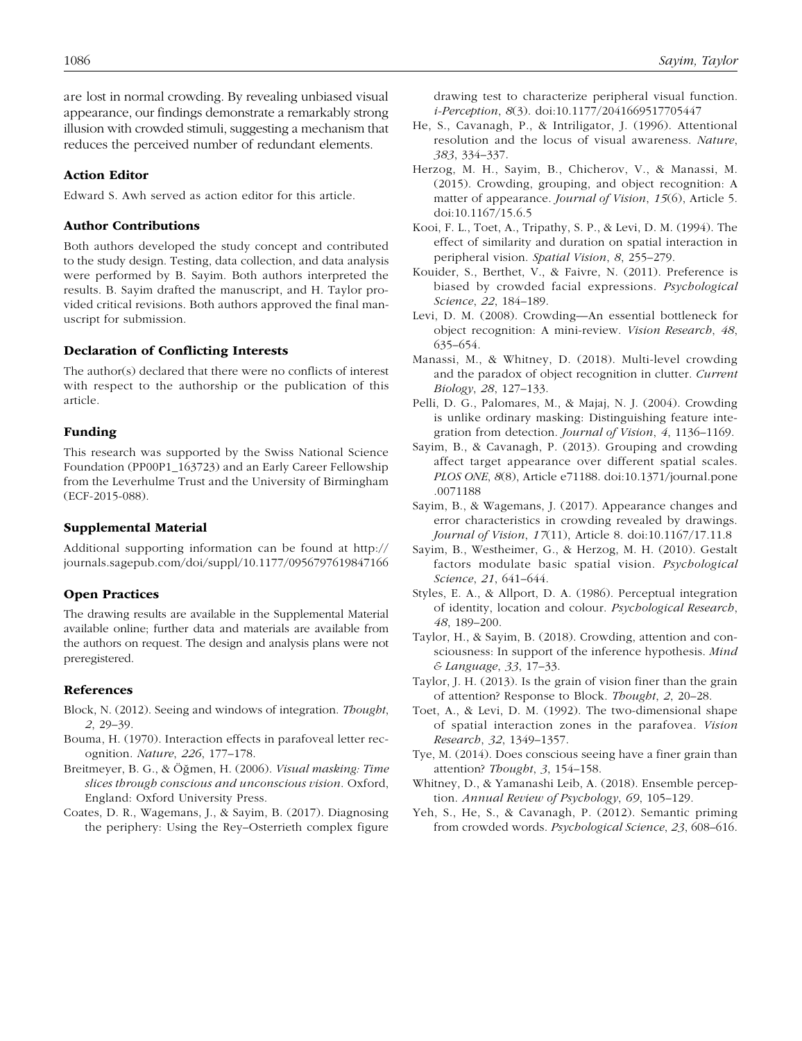are lost in normal crowding. By revealing unbiased visual appearance, our findings demonstrate a remarkably strong illusion with crowded stimuli, suggesting a mechanism that reduces the perceived number of redundant elements.

### Action Editor

Edward S. Awh served as action editor for this article.

### Author Contributions

Both authors developed the study concept and contributed to the study design. Testing, data collection, and data analysis were performed by B. Sayim. Both authors interpreted the results. B. Sayim drafted the manuscript, and H. Taylor provided critical revisions. Both authors approved the final manuscript for submission.

### Declaration of Conflicting Interests

The author(s) declared that there were no conflicts of interest with respect to the authorship or the publication of this article.

### Funding

This research was supported by the Swiss National Science Foundation (PP00P1_163723) and an Early Career Fellowship from the Leverhulme Trust and the University of Birmingham (ECF-2015-088).

### Supplemental Material

Additional supporting information can be found at http://journals.sagepub.com/doi/suppl/10.1177/0956797619847166

### Open Practices

The drawing results are available in the Supplemental Material available online; further data and materials are available from the authors on request. The design and analysis plans were not preregistered.

### References

Block, N. (2012). Seeing and windows of integration. *Thought*, *2*, 29–39.

Bouma, H. (1970). Interaction effects in parafoveal letter recognition. *Nature*, *226*, 177–178.

Breitmeyer, B. G., & Öğmen, H. (2006). *Visual masking: Time slices through conscious and unconscious vision*. Oxford, England: Oxford University Press.

Coates, D. R., Wagemans, J., & Sayim, B. (2017). Diagnosing the periphery: Using the Rey–Osterrieth complex figure drawing test to characterize peripheral visual function. *i-Perception*, *8*(3). doi:10.1177/2041669517705447

He, S., Cavanagh, P., & Intriligator, J. (1996). Attentional resolution and the locus of visual awareness. *Nature*, *383*, 334–337.

Herzog, M. H., Sayim, B., Chicherov, V., & Manassi, M. (2015). Crowding, grouping, and object recognition: A matter of appearance. *Journal of Vision*, *15*(6), Article 5. doi:10.1167/15.6.5

Kooi, F. L., Toet, A., Tripathy, S. P., & Levi, D. M. (1994). The effect of similarity and duration on spatial interaction in peripheral vision. *Spatial Vision*, *8*, 255–279.

Kouider, S., Berthet, V., & Faivre, N. (2011). Preference is biased by crowded facial expressions. *Psychological Science*, *22*, 184–189.

Levi, D. M. (2008). Crowding—An essential bottleneck for object recognition: A mini-review. *Vision Research*, *48*, 635–654.

Manassi, M., & Whitney, D. (2018). Multi-level crowding and the paradox of object recognition in clutter. *Current Biology*, *28*, 127–133.

Pelli, D. G., Palomares, M., & Majaj, N. J. (2004). Crowding is unlike ordinary masking: Distinguishing feature integration from detection. *Journal of Vision*, *4*, 1136–1169.

Sayim, B., & Cavanagh, P. (2013). Grouping and crowding affect target appearance over different spatial scales. *PLOS ONE*, *8*(8), Article e71188. doi:10.1371/journal.pone.0071188

Sayim, B., & Wagemans, J. (2017). Appearance changes and error characteristics in crowding revealed by drawings. *Journal of Vision*, *17*(11), Article 8. doi:10.1167/17.11.8

Sayim, B., Westheimer, G., & Herzog, M. H. (2010). Gestalt factors modulate basic spatial vision. *Psychological Science*, *21*, 641–644.

Styles, E. A., & Allport, D. A. (1986). Perceptual integration of identity, location and colour. *Psychological Research*, *48*, 189–200.

Taylor, H., & Sayim, B. (2018). Crowding, attention and consciousness: In support of the inference hypothesis. *Mind & Language*, *33*, 17–33.

Taylor, J. H. (2013). Is the grain of vision finer than the grain of attention? Response to Block. *Thought*, *2*, 20–28.

Toet, A., & Levi, D. M. (1992). The two-dimensional shape of spatial interaction zones in the parafovea. *Vision Research*, *32*, 1349–1357.

Tye, M. (2014). Does conscious seeing have a finer grain than attention? *Thought*, *3*, 154–158.

Whitney, D., & Yamanashi Leib, A. (2018). Ensemble perception. *Annual Review of Psychology*, *69*, 105–129.

Yeh, S., He, S., & Cavanagh, P. (2012). Semantic priming from crowded words. *Psychological Science*, *23*, 608–616.